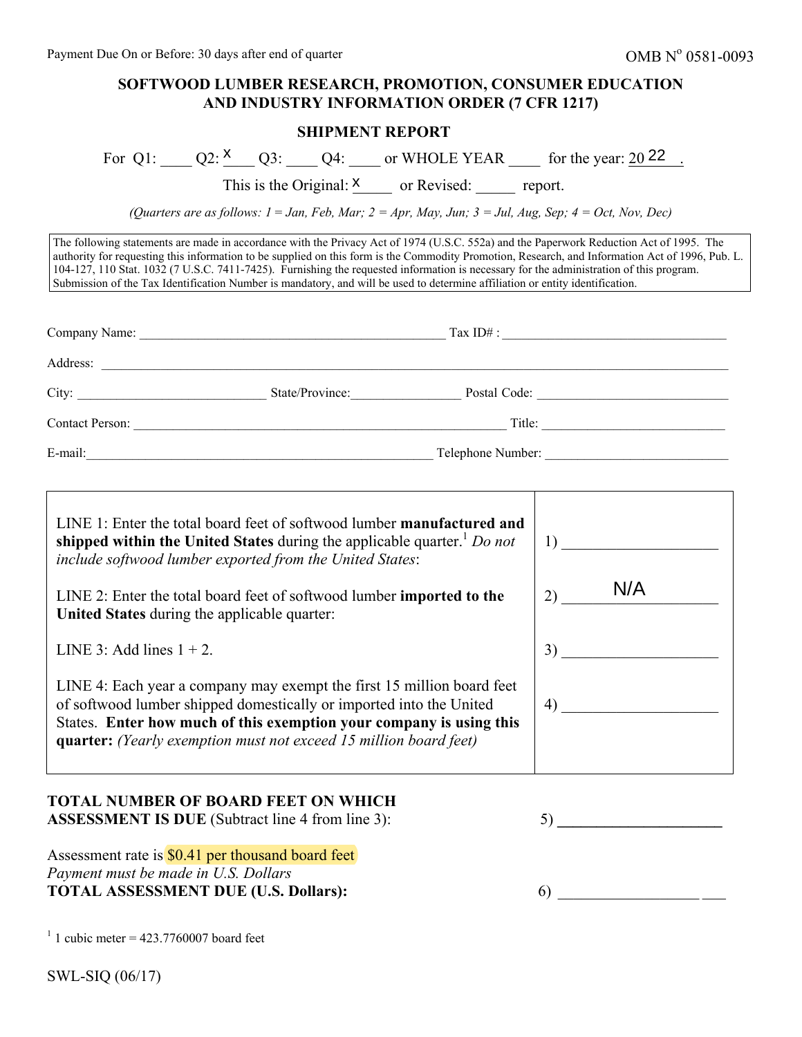Payment Due On or Before: 30 days after end of quarter

OMB N[o] 0581-0093

## SOFTWOOD LUMBER RESEARCH, PROMOTION, CONSUMER EDUCATION AND INDUSTRY INFORMATION ORDER (7 CFR 1217)

## SHIPMENT REPORT

For Q1: ____ Q2: x____ Q3: ____ Q4: ____ or WHOLE YEAR ____ for the year: 20 22 .

This is the Original: x_____ or Revised: _____ report.

*(Quarters are as follows: 1 = Jan, Feb, Mar; 2 = Apr, May, Jun; 3 = Jul, Aug, Sep; 4 = Oct, Nov, Dec)*

The following statements are made in accordance with the Privacy Act of 1974 (U.S.C. 552a) and the Paperwork Reduction Act of 1995. The authority for requesting this information to be supplied on this form is the Commodity Promotion, Research, and Information Act of 1996, Pub. L. 104-127, 110 Stat. 1032 (7 U.S.C. 7411-7425). Furnishing the requested information is necessary for the administration of this program. Submission of the Tax Identification Number is mandatory, and will be used to determine affiliation or entity identification.

Company Name: _______________________________________________ Tax ID# : ___________________________________

Address: ______________________________________________________________________________________

City: ____________________________ State/Province:________________ Postal Code: _____________________________

Contact Person: ________________________________________________________ Title: ____________________________

E-mail:__________________________________________________ Telephone Number: ____________________________

| | |
|---|---|
| LINE 1: Enter the total board feet of softwood lumber **manufactured and shipped within the United States** during the applicable quarter.[1] *Do not include softwood lumber exported from the United States*: | 1) ___________________ |
| LINE 2: Enter the total board feet of softwood lumber **imported to the United States** during the applicable quarter: | 2) N/A |
| LINE 3: Add lines 1 + 2. | 3) ___________________ |
| LINE 4: Each year a company may exempt the first 15 million board feet of softwood lumber shipped domestically or imported into the United States. **Enter how much of this exemption your company is using this quarter:** *(Yearly exemption must not exceed 15 million board feet)* | 4) ___________________ |

**TOTAL NUMBER OF BOARD FEET ON WHICH ASSESSMENT IS DUE** (Subtract line 4 from line 3): 5) ____________________

Assessment rate is $0.41 per thousand board feet

*Payment must be made in U.S. Dollars*

**TOTAL ASSESSMENT DUE (U.S. Dollars):** 6) ____________________

[1] 1 cubic meter = 423.7760007 board feet

SWL-SIQ (06/17)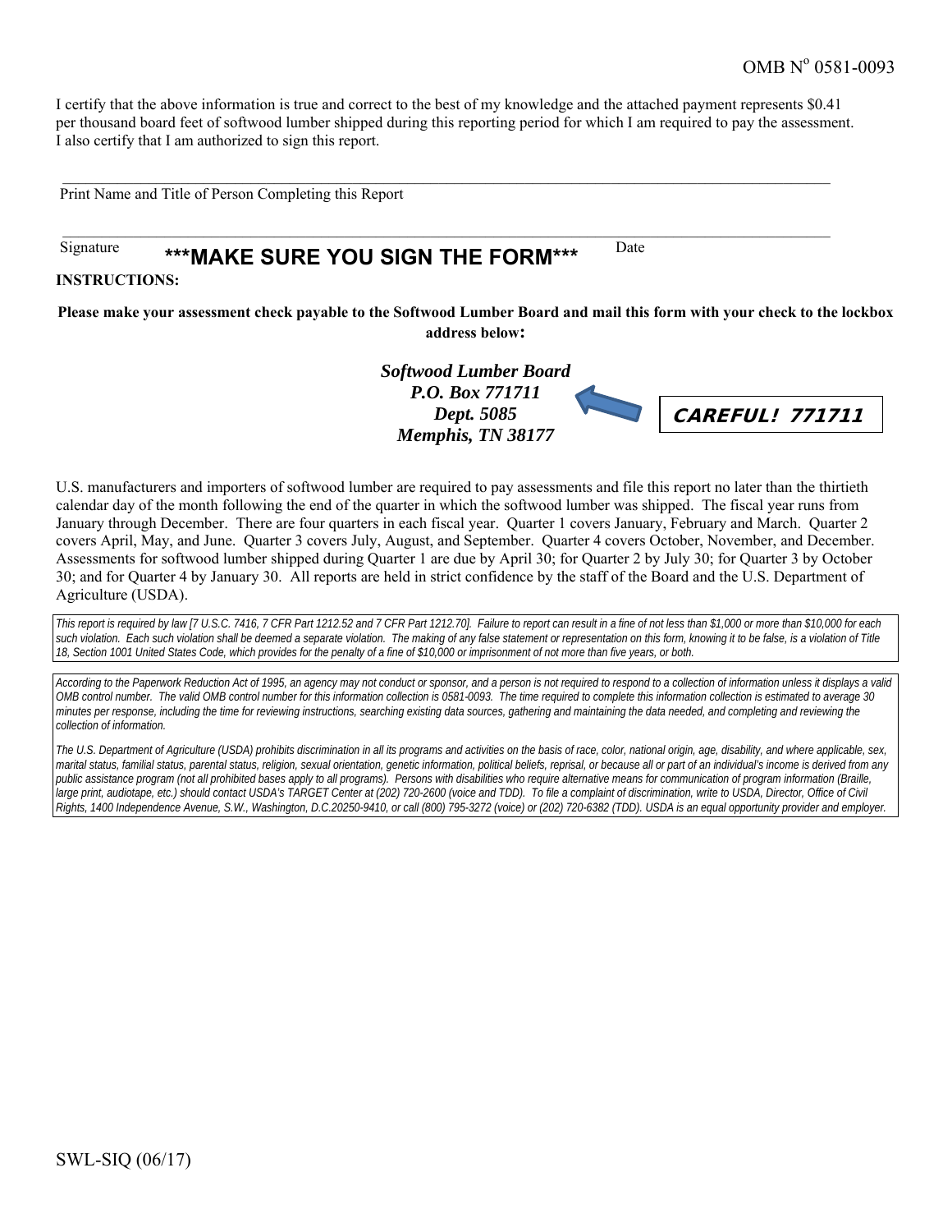OMB N° 0581-0093

I certify that the above information is true and correct to the best of my knowledge and the attached payment represents $0.41 per thousand board feet of softwood lumber shipped during this reporting period for which I am required to pay the assessment. I also certify that I am authorized to sign this report.

______________________________________________________________________________

Print Name and Title of Person Completing this Report

______________________________________________________________________________

Signature **\*\*\*MAKE SURE YOU SIGN THE FORM\*\*\*** Date

**INSTRUCTIONS:**

**Please make your assessment check payable to the Softwood Lumber Board and mail this form with your check to the lockbox address below:**

***Softwood Lumber Board***
***P.O. Box 771711***
***Dept. 5085***
***Memphis, TN 38177***

***CAREFUL! 771711***

U.S. manufacturers and importers of softwood lumber are required to pay assessments and file this report no later than the thirtieth calendar day of the month following the end of the quarter in which the softwood lumber was shipped. The fiscal year runs from January through December. There are four quarters in each fiscal year. Quarter 1 covers January, February and March. Quarter 2 covers April, May, and June. Quarter 3 covers July, August, and September. Quarter 4 covers October, November, and December. Assessments for softwood lumber shipped during Quarter 1 are due by April 30; for Quarter 2 by July 30; for Quarter 3 by October 30; and for Quarter 4 by January 30. All reports are held in strict confidence by the staff of the Board and the U.S. Department of Agriculture (USDA).

*This report is required by law [7 U.S.C. 7416, 7 CFR Part 1212.52 and 7 CFR Part 1212.70]. Failure to report can result in a fine of not less than $1,000 or more than $10,000 for each such violation. Each such violation shall be deemed a separate violation. The making of any false statement or representation on this form, knowing it to be false, is a violation of Title 18, Section 1001 United States Code, which provides for the penalty of a fine of $10,000 or imprisonment of not more than five years, or both.*

*According to the Paperwork Reduction Act of 1995, an agency may not conduct or sponsor, and a person is not required to respond to a collection of information unless it displays a valid OMB control number. The valid OMB control number for this information collection is 0581-0093. The time required to complete this information collection is estimated to average 30 minutes per response, including the time for reviewing instructions, searching existing data sources, gathering and maintaining the data needed, and completing and reviewing the collection of information.*

*The U.S. Department of Agriculture (USDA) prohibits discrimination in all its programs and activities on the basis of race, color, national origin, age, disability, and where applicable, sex, marital status, familial status, parental status, religion, sexual orientation, genetic information, political beliefs, reprisal, or because all or part of an individual's income is derived from any public assistance program (not all prohibited bases apply to all programs). Persons with disabilities who require alternative means for communication of program information (Braille, large print, audiotape, etc.) should contact USDA's TARGET Center at (202) 720-2600 (voice and TDD). To file a complaint of discrimination, write to USDA, Director, Office of Civil Rights, 1400 Independence Avenue, S.W., Washington, D.C.20250-9410, or call (800) 795-3272 (voice) or (202) 720-6382 (TDD). USDA is an equal opportunity provider and employer.*

SWL-SIQ (06/17)